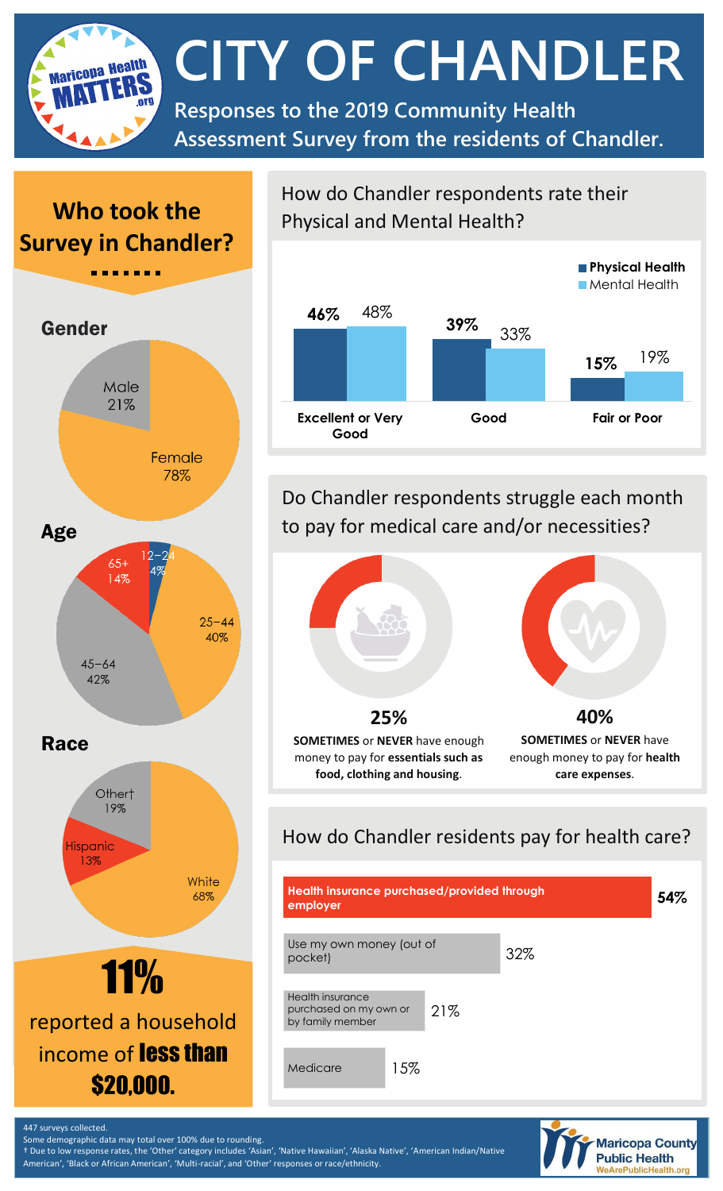# CITY OF CHANDLER

**Responses to the 2019 Community Health Assessment Survey from the residents of Chandler.**

## Who took the Survey in Chandler?

### Gender

| Gender | Percent |
| --- | --- |
| Male | 21% |
| Female | 78% |

### Age

| Age | Percent |
| --- | --- |
| 12–24 | 4% |
| 25–44 | 40% |
| 45–64 | 42% |
| 65+ | 14% |

### Race

| Race | Percent |
| --- | --- |
| White | 68% |
| Hispanic | 13% |
| Other† | 19% |

**11%** reported a household income of **less than $20,000.**

## How do Chandler respondents rate their Physical and Mental Health?

| | Physical Health | Mental Health |
| --- | --- | --- |
| Excellent or Very Good | **46%** | 48% |
| Good | **39%** | 33% |
| Fair or Poor | **15%** | 19% |

## Do Chandler respondents struggle each month to pay for medical care and/or necessities?

**25%** — **SOMETIMES** or **NEVER** have enough money to pay for **essentials such as food, clothing and housing**.

**40%** — **SOMETIMES** or **NEVER** have enough money to pay for **health care expenses**.

## How do Chandler residents pay for health care?

| Method | Percent |
| --- | --- |
| **Health insurance purchased/provided through employer** | **54%** |
| Use my own money (out of pocket) | 32% |
| Health insurance purchased on my own or by family member | 21% |
| Medicare | 15% |

447 surveys collected.
Some demographic data may total over 100% due to rounding.
† Due to low response rates, the 'Other' category includes 'Asian', 'Native Hawaiian', 'Alaska Native', 'American Indian/Native American', 'Black or African American', 'Multi-racial', and 'Other' responses or race/ethnicity.

Maricopa County Public Health
WeArePublicHealth.org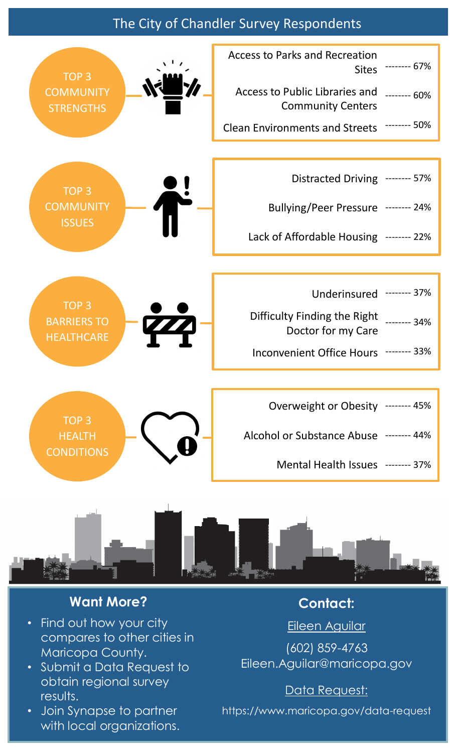# The City of Chandler Survey Respondents

## TOP 3 COMMUNITY STRENGTHS

- Access to Parks and Recreation Sites -------- 67%
- Access to Public Libraries and Community Centers -------- 60%
- Clean Environments and Streets -------- 50%

## TOP 3 COMMUNITY ISSUES

- Distracted Driving -------- 57%
- Bullying/Peer Pressure -------- 24%
- Lack of Affordable Housing -------- 22%

## TOP 3 BARRIERS TO HEALTHCARE

- Underinsured -------- 37%
- Difficulty Finding the Right Doctor for my Care -------- 34%
- Inconvenient Office Hours -------- 33%

## TOP 3 HEALTH CONDITIONS

- Overweight or Obesity -------- 45%
- Alcohol or Substance Abuse -------- 44%
- Mental Health Issues -------- 37%

### Want More?

- Find out how your city compares to other cities in Maricopa County.
- Submit a Data Request to obtain regional survey results.
- Join Synapse to partner with local organizations.

### Contact:

Eileen Aguilar

(602) 859-4763
Eileen.Aguilar@maricopa.gov

Data Request:

https://www.maricopa.gov/data-request